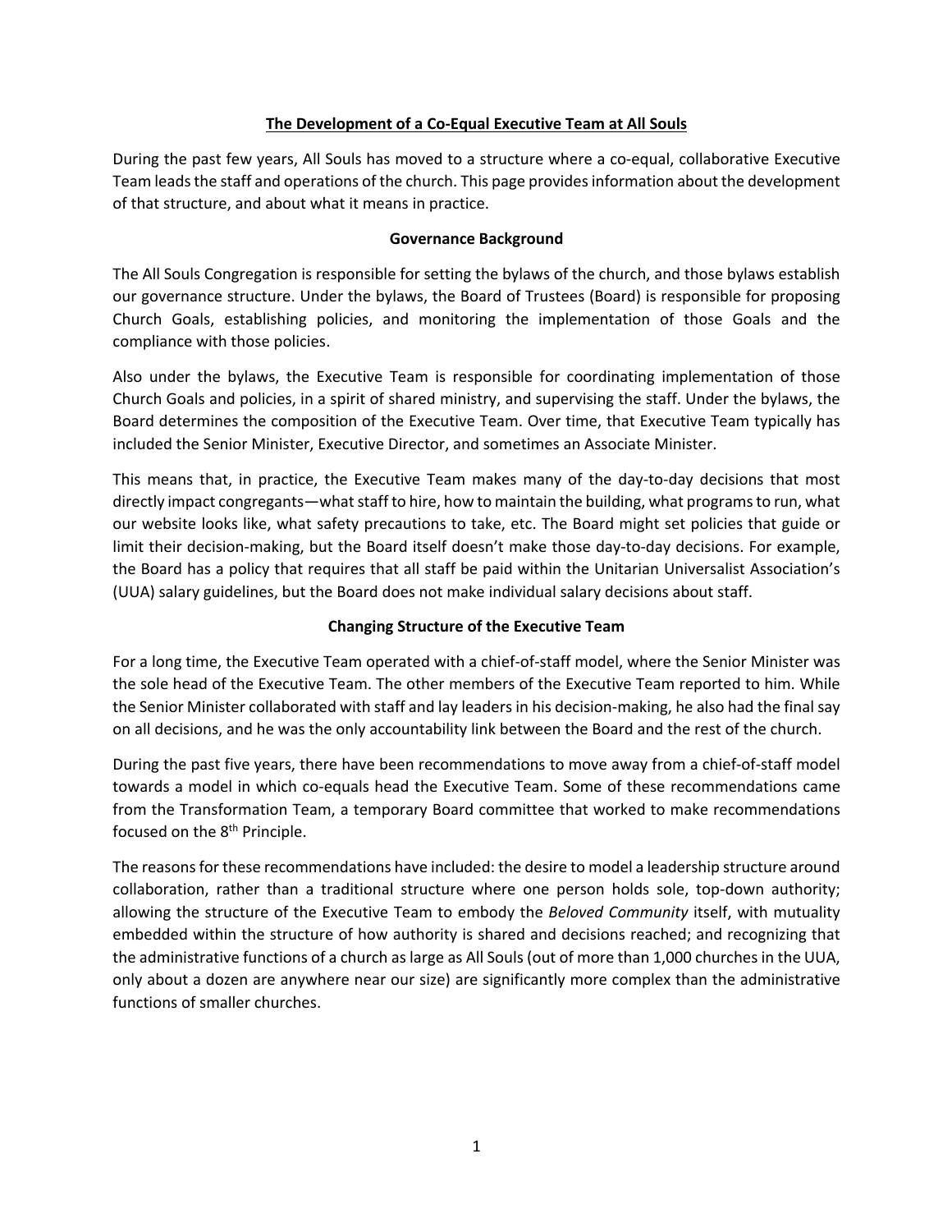# The Development of a Co-Equal Executive Team at All Souls

During the past few years, All Souls has moved to a structure where a co-equal, collaborative Executive Team leads the staff and operations of the church. This page provides information about the development of that structure, and about what it means in practice.

## Governance Background

The All Souls Congregation is responsible for setting the bylaws of the church, and those bylaws establish our governance structure. Under the bylaws, the Board of Trustees (Board) is responsible for proposing Church Goals, establishing policies, and monitoring the implementation of those Goals and the compliance with those policies.

Also under the bylaws, the Executive Team is responsible for coordinating implementation of those Church Goals and policies, in a spirit of shared ministry, and supervising the staff. Under the bylaws, the Board determines the composition of the Executive Team. Over time, that Executive Team typically has included the Senior Minister, Executive Director, and sometimes an Associate Minister.

This means that, in practice, the Executive Team makes many of the day-to-day decisions that most directly impact congregants—what staff to hire, how to maintain the building, what programs to run, what our website looks like, what safety precautions to take, etc. The Board might set policies that guide or limit their decision-making, but the Board itself doesn't make those day-to-day decisions. For example, the Board has a policy that requires that all staff be paid within the Unitarian Universalist Association's (UUA) salary guidelines, but the Board does not make individual salary decisions about staff.

## Changing Structure of the Executive Team

For a long time, the Executive Team operated with a chief-of-staff model, where the Senior Minister was the sole head of the Executive Team. The other members of the Executive Team reported to him. While the Senior Minister collaborated with staff and lay leaders in his decision-making, he also had the final say on all decisions, and he was the only accountability link between the Board and the rest of the church.

During the past five years, there have been recommendations to move away from a chief-of-staff model towards a model in which co-equals head the Executive Team. Some of these recommendations came from the Transformation Team, a temporary Board committee that worked to make recommendations focused on the 8th Principle.

The reasons for these recommendations have included: the desire to model a leadership structure around collaboration, rather than a traditional structure where one person holds sole, top-down authority; allowing the structure of the Executive Team to embody the *Beloved Community* itself, with mutuality embedded within the structure of how authority is shared and decisions reached; and recognizing that the administrative functions of a church as large as All Souls (out of more than 1,000 churches in the UUA, only about a dozen are anywhere near our size) are significantly more complex than the administrative functions of smaller churches.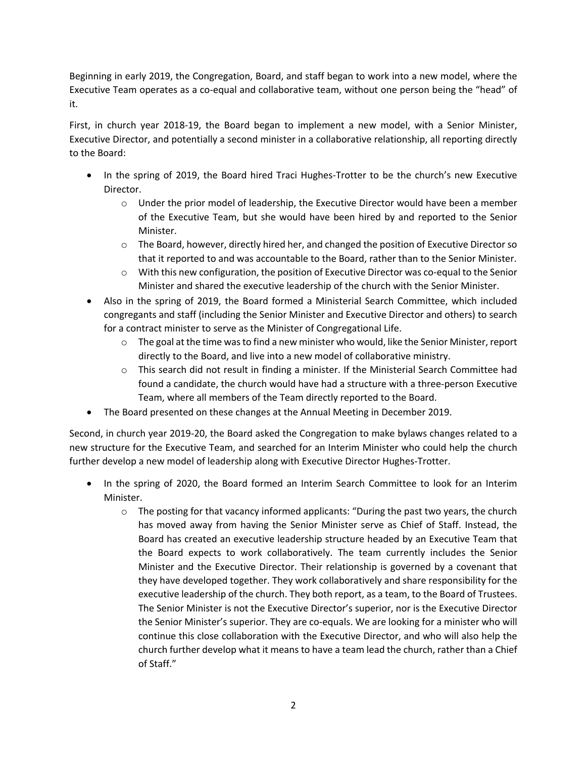Beginning in early 2019, the Congregation, Board, and staff began to work into a new model, where the Executive Team operates as a co-equal and collaborative team, without one person being the "head" of it.

First, in church year 2018-19, the Board began to implement a new model, with a Senior Minister, Executive Director, and potentially a second minister in a collaborative relationship, all reporting directly to the Board:

- In the spring of 2019, the Board hired Traci Hughes-Trotter to be the church's new Executive Director.
  - Under the prior model of leadership, the Executive Director would have been a member of the Executive Team, but she would have been hired by and reported to the Senior Minister.
  - The Board, however, directly hired her, and changed the position of Executive Director so that it reported to and was accountable to the Board, rather than to the Senior Minister.
  - With this new configuration, the position of Executive Director was co-equal to the Senior Minister and shared the executive leadership of the church with the Senior Minister.
- Also in the spring of 2019, the Board formed a Ministerial Search Committee, which included congregants and staff (including the Senior Minister and Executive Director and others) to search for a contract minister to serve as the Minister of Congregational Life.
  - The goal at the time was to find a new minister who would, like the Senior Minister, report directly to the Board, and live into a new model of collaborative ministry.
  - This search did not result in finding a minister. If the Ministerial Search Committee had found a candidate, the church would have had a structure with a three-person Executive Team, where all members of the Team directly reported to the Board.
- The Board presented on these changes at the Annual Meeting in December 2019.

Second, in church year 2019-20, the Board asked the Congregation to make bylaws changes related to a new structure for the Executive Team, and searched for an Interim Minister who could help the church further develop a new model of leadership along with Executive Director Hughes-Trotter.

- In the spring of 2020, the Board formed an Interim Search Committee to look for an Interim Minister.
  - The posting for that vacancy informed applicants: "During the past two years, the church has moved away from having the Senior Minister serve as Chief of Staff. Instead, the Board has created an executive leadership structure headed by an Executive Team that the Board expects to work collaboratively. The team currently includes the Senior Minister and the Executive Director. Their relationship is governed by a covenant that they have developed together. They work collaboratively and share responsibility for the executive leadership of the church. They both report, as a team, to the Board of Trustees. The Senior Minister is not the Executive Director's superior, nor is the Executive Director the Senior Minister's superior. They are co-equals. We are looking for a minister who will continue this close collaboration with the Executive Director, and who will also help the church further develop what it means to have a team lead the church, rather than a Chief of Staff."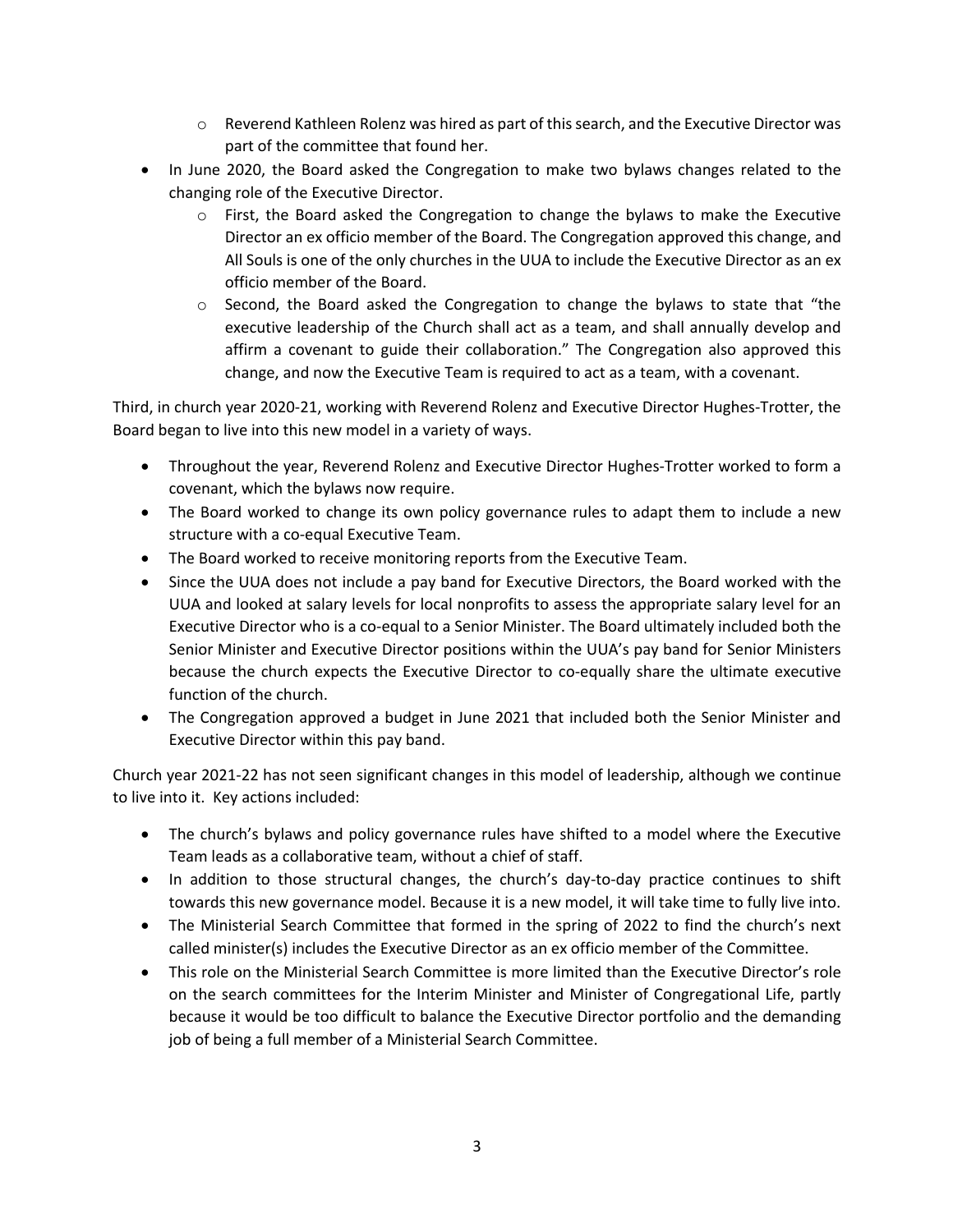- Reverend Kathleen Rolenz was hired as part of this search, and the Executive Director was part of the committee that found her.
- In June 2020, the Board asked the Congregation to make two bylaws changes related to the changing role of the Executive Director.
    - First, the Board asked the Congregation to change the bylaws to make the Executive Director an ex officio member of the Board. The Congregation approved this change, and All Souls is one of the only churches in the UUA to include the Executive Director as an ex officio member of the Board.
    - Second, the Board asked the Congregation to change the bylaws to state that "the executive leadership of the Church shall act as a team, and shall annually develop and affirm a covenant to guide their collaboration." The Congregation also approved this change, and now the Executive Team is required to act as a team, with a covenant.

Third, in church year 2020-21, working with Reverend Rolenz and Executive Director Hughes-Trotter, the Board began to live into this new model in a variety of ways.

- Throughout the year, Reverend Rolenz and Executive Director Hughes-Trotter worked to form a covenant, which the bylaws now require.
- The Board worked to change its own policy governance rules to adapt them to include a new structure with a co-equal Executive Team.
- The Board worked to receive monitoring reports from the Executive Team.
- Since the UUA does not include a pay band for Executive Directors, the Board worked with the UUA and looked at salary levels for local nonprofits to assess the appropriate salary level for an Executive Director who is a co-equal to a Senior Minister. The Board ultimately included both the Senior Minister and Executive Director positions within the UUA's pay band for Senior Ministers because the church expects the Executive Director to co-equally share the ultimate executive function of the church.
- The Congregation approved a budget in June 2021 that included both the Senior Minister and Executive Director within this pay band.

Church year 2021-22 has not seen significant changes in this model of leadership, although we continue to live into it. Key actions included:

- The church's bylaws and policy governance rules have shifted to a model where the Executive Team leads as a collaborative team, without a chief of staff.
- In addition to those structural changes, the church's day-to-day practice continues to shift towards this new governance model. Because it is a new model, it will take time to fully live into.
- The Ministerial Search Committee that formed in the spring of 2022 to find the church's next called minister(s) includes the Executive Director as an ex officio member of the Committee.
- This role on the Ministerial Search Committee is more limited than the Executive Director's role on the search committees for the Interim Minister and Minister of Congregational Life, partly because it would be too difficult to balance the Executive Director portfolio and the demanding job of being a full member of a Ministerial Search Committee.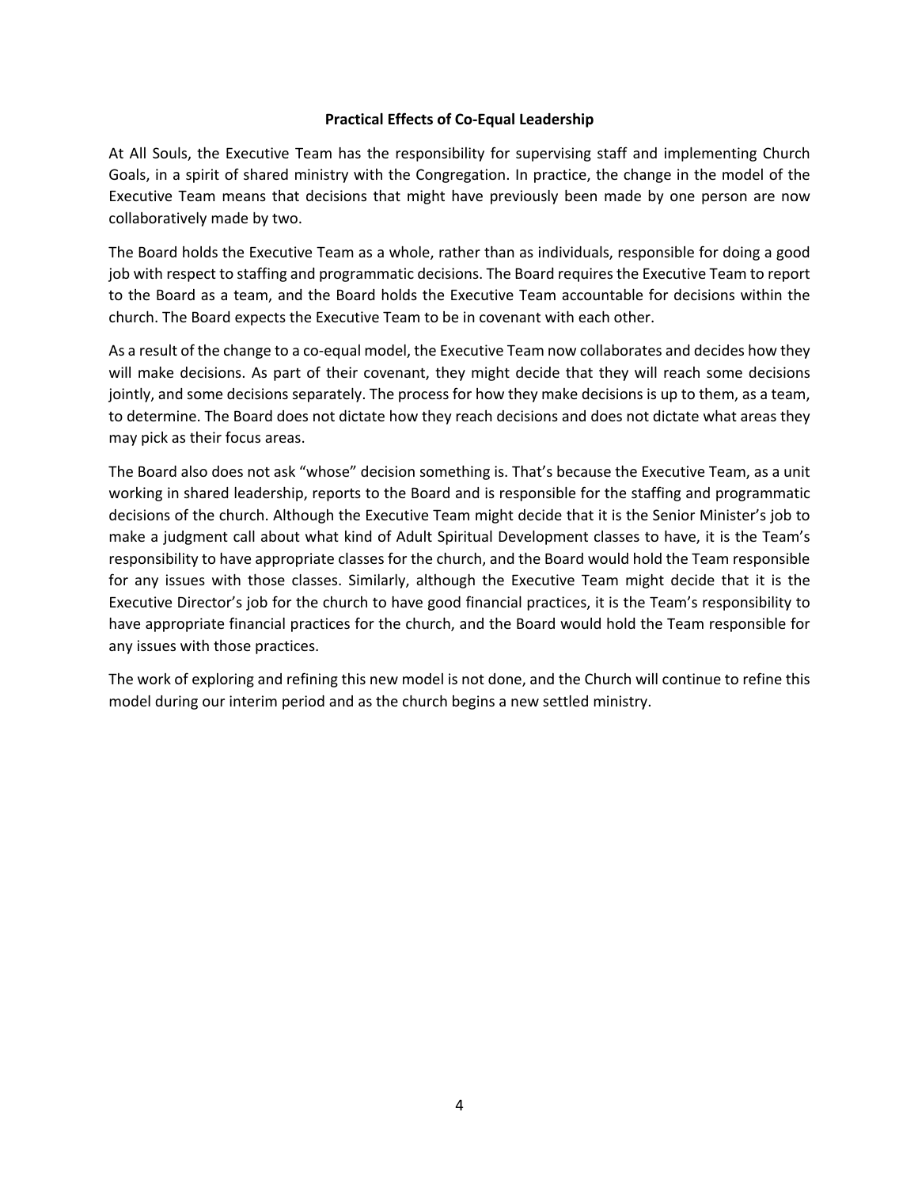## Practical Effects of Co-Equal Leadership

At All Souls, the Executive Team has the responsibility for supervising staff and implementing Church Goals, in a spirit of shared ministry with the Congregation. In practice, the change in the model of the Executive Team means that decisions that might have previously been made by one person are now collaboratively made by two.

The Board holds the Executive Team as a whole, rather than as individuals, responsible for doing a good job with respect to staffing and programmatic decisions. The Board requires the Executive Team to report to the Board as a team, and the Board holds the Executive Team accountable for decisions within the church. The Board expects the Executive Team to be in covenant with each other.

As a result of the change to a co-equal model, the Executive Team now collaborates and decides how they will make decisions. As part of their covenant, they might decide that they will reach some decisions jointly, and some decisions separately. The process for how they make decisions is up to them, as a team, to determine. The Board does not dictate how they reach decisions and does not dictate what areas they may pick as their focus areas.

The Board also does not ask "whose" decision something is. That's because the Executive Team, as a unit working in shared leadership, reports to the Board and is responsible for the staffing and programmatic decisions of the church. Although the Executive Team might decide that it is the Senior Minister's job to make a judgment call about what kind of Adult Spiritual Development classes to have, it is the Team's responsibility to have appropriate classes for the church, and the Board would hold the Team responsible for any issues with those classes. Similarly, although the Executive Team might decide that it is the Executive Director's job for the church to have good financial practices, it is the Team's responsibility to have appropriate financial practices for the church, and the Board would hold the Team responsible for any issues with those practices.

The work of exploring and refining this new model is not done, and the Church will continue to refine this model during our interim period and as the church begins a new settled ministry.